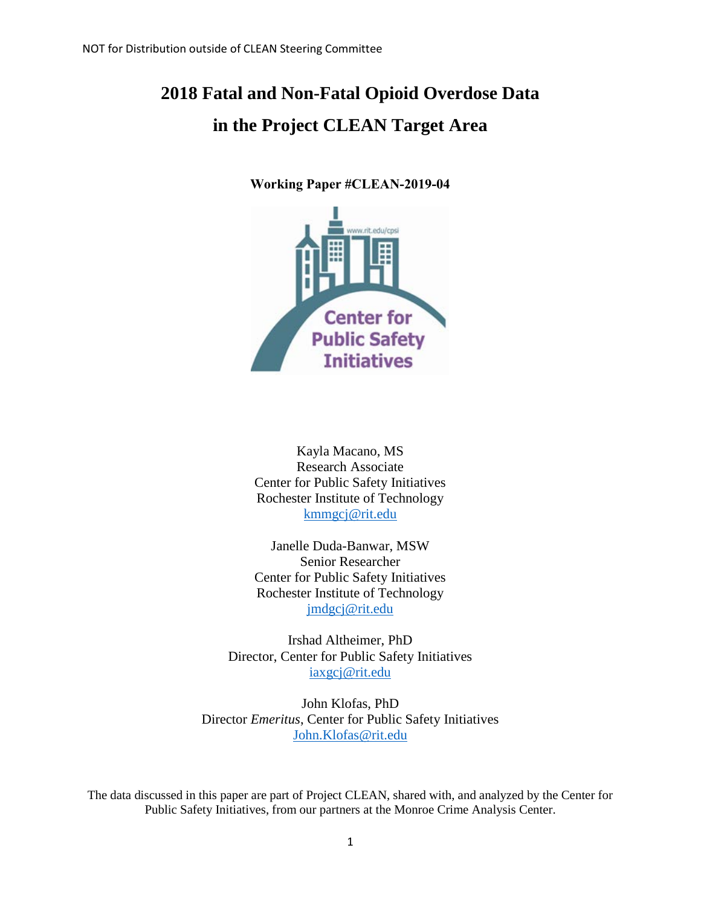NOT for Distribution outside of CLEAN Steering Committee

# 2018 Fatal and Non-Fatal Opioid Overdose Data in the Project CLEAN Target Area

**Working Paper #CLEAN-2019-04**

Kayla Macano, MS
Research Associate
Center for Public Safety Initiatives
Rochester Institute of Technology
kmmgcj@rit.edu

Janelle Duda-Banwar, MSW
Senior Researcher
Center for Public Safety Initiatives
Rochester Institute of Technology
jmdgcj@rit.edu

Irshad Altheimer, PhD
Director, Center for Public Safety Initiatives
iaxgcj@rit.edu

John Klofas, PhD
Director *Emeritus*, Center for Public Safety Initiatives
John.Klofas@rit.edu

The data discussed in this paper are part of Project CLEAN, shared with, and analyzed by the Center for Public Safety Initiatives, from our partners at the Monroe Crime Analysis Center.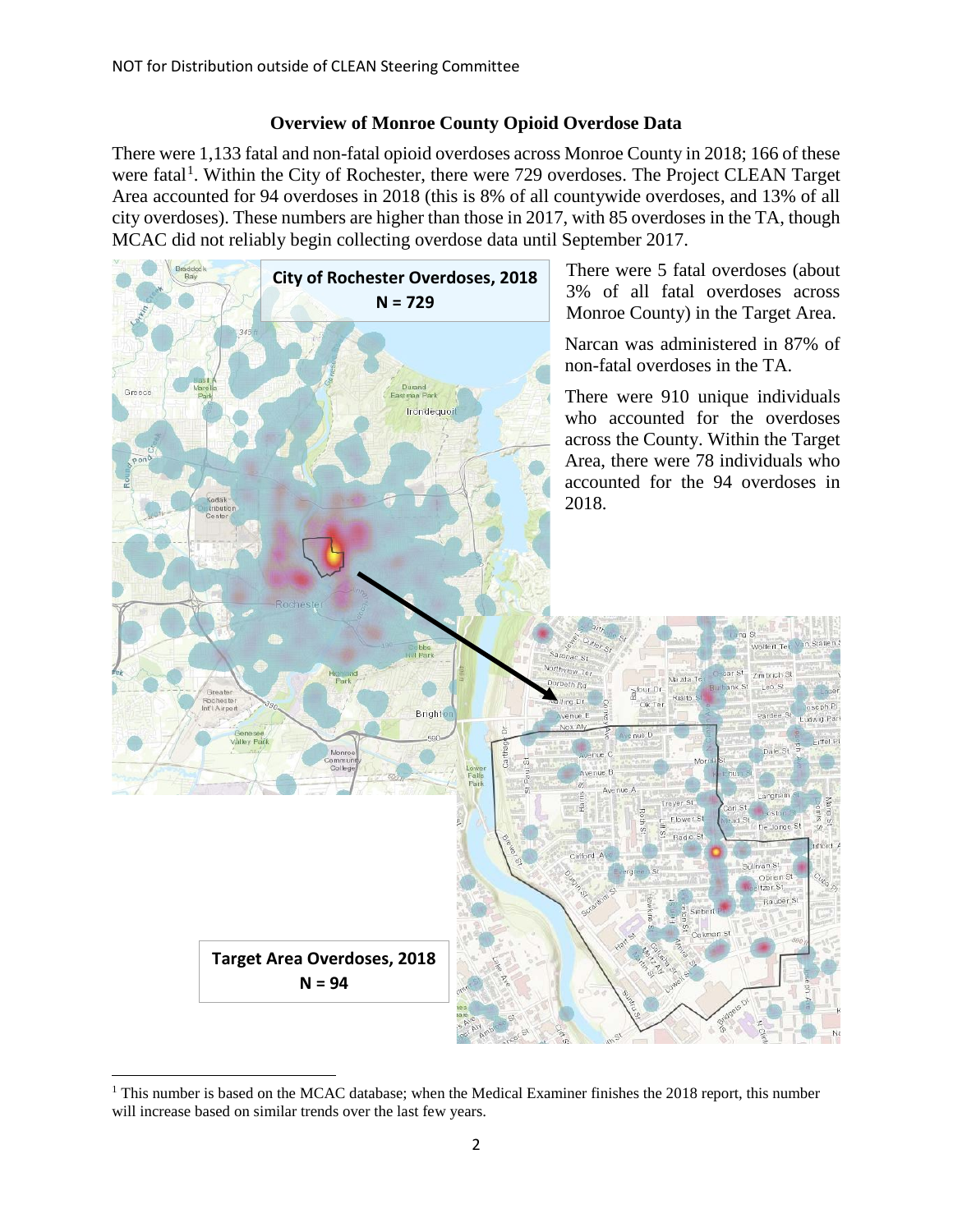**Overview of Monroe County Opioid Overdose Data**

There were 1,133 fatal and non-fatal opioid overdoses across Monroe County in 2018; 166 of these were fatal[1]. Within the City of Rochester, there were 729 overdoses. The Project CLEAN Target Area accounted for 94 overdoses in 2018 (this is 8% of all countywide overdoses, and 13% of all city overdoses). These numbers are higher than those in 2017, with 85 overdoses in the TA, though MCAC did not reliably begin collecting overdose data until September 2017.

**City of Rochester Overdoses, 2018**
**N = 729**

There were 5 fatal overdoses (about 3% of all fatal overdoses across Monroe County) in the Target Area.

Narcan was administered in 87% of non-fatal overdoses in the TA.

There were 910 unique individuals who accounted for the overdoses across the County. Within the Target Area, there were 78 individuals who accounted for the 94 overdoses in 2018.

**Target Area Overdoses, 2018**
**N = 94**

[1] This number is based on the MCAC database; when the Medical Examiner finishes the 2018 report, this number will increase based on similar trends over the last few years.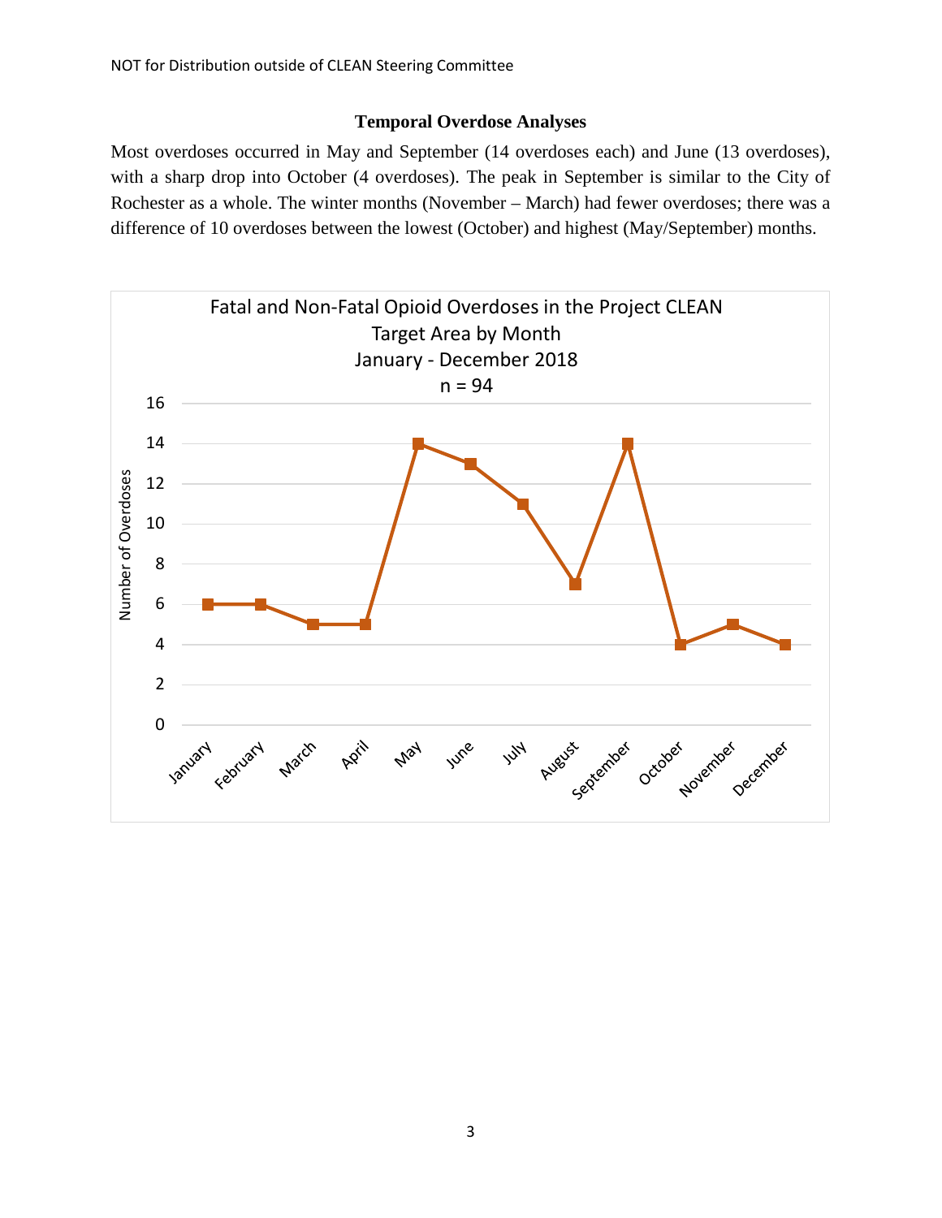### Temporal Overdose Analyses

Most overdoses occurred in May and September (14 overdoses each) and June (13 overdoses), with a sharp drop into October (4 overdoses). The peak in September is similar to the City of Rochester as a whole. The winter months (November – March) had fewer overdoses; there was a difference of 10 overdoses between the lowest (October) and highest (May/September) months.

Fatal and Non-Fatal Opioid Overdoses in the Project CLEAN Target Area by Month
January - December 2018
n = 94

| Month | Number of Overdoses |
| --- | --- |
| January | 6 |
| February | 6 |
| March | 5 |
| April | 5 |
| May | 14 |
| June | 13 |
| July | 11 |
| August | 7 |
| September | 14 |
| October | 4 |
| November | 5 |
| December | 4 |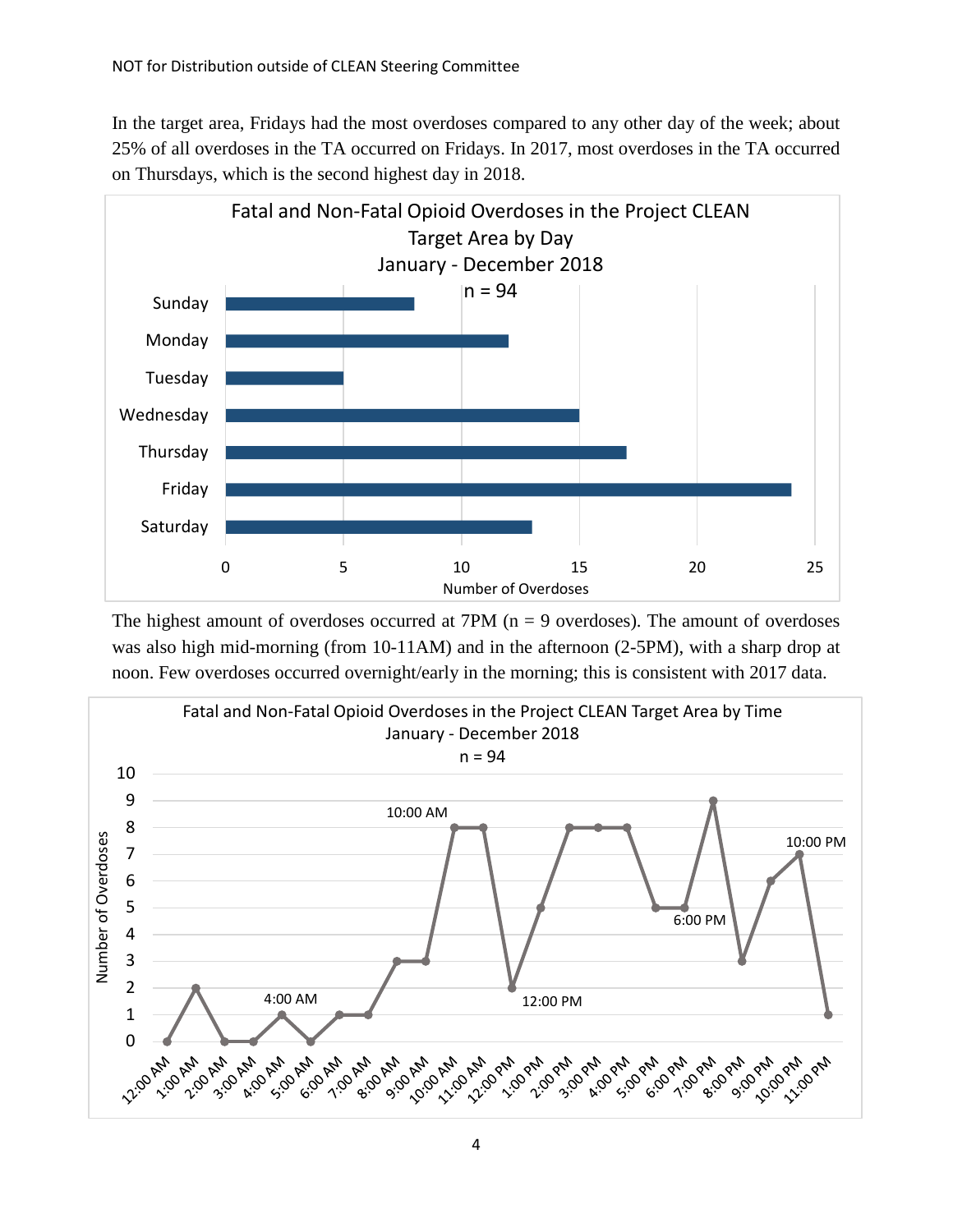In the target area, Fridays had the most overdoses compared to any other day of the week; about 25% of all overdoses in the TA occurred on Fridays. In 2017, most overdoses in the TA occurred on Thursdays, which is the second highest day in 2018.

Fatal and Non-Fatal Opioid Overdoses in the Project CLEAN Target Area by Day
January - December 2018
n = 94

| Day | Number of Overdoses |
|---|---|
| Sunday | 8 |
| Monday | 12 |
| Tuesday | 5 |
| Wednesday | 15 |
| Thursday | 17 |
| Friday | 24 |
| Saturday | 13 |

The highest amount of overdoses occurred at 7PM (n = 9 overdoses). The amount of overdoses was also high mid-morning (from 10-11AM) and in the afternoon (2-5PM), with a sharp drop at noon. Few overdoses occurred overnight/early in the morning; this is consistent with 2017 data.

Fatal and Non-Fatal Opioid Overdoses in the Project CLEAN Target Area by Time
January - December 2018
n = 94

| Time | Number of Overdoses |
|---|---|
| 12:00 AM | 0 |
| 1:00 AM | 2 |
| 2:00 AM | 0 |
| 3:00 AM | 0 |
| 4:00 AM | 1 |
| 5:00 AM | 0 |
| 6:00 AM | 1 |
| 7:00 AM | 1 |
| 8:00 AM | 3 |
| 9:00 AM | 3 |
| 10:00 AM | 8 |
| 11:00 AM | 8 |
| 12:00 PM | 2 |
| 1:00 PM | 5 |
| 2:00 PM | 8 |
| 3:00 PM | 8 |
| 4:00 PM | 8 |
| 5:00 PM | 5 |
| 6:00 PM | 5 |
| 7:00 PM | 9 |
| 8:00 PM | 3 |
| 9:00 PM | 6 |
| 10:00 PM | 7 |
| 11:00 PM | 1 |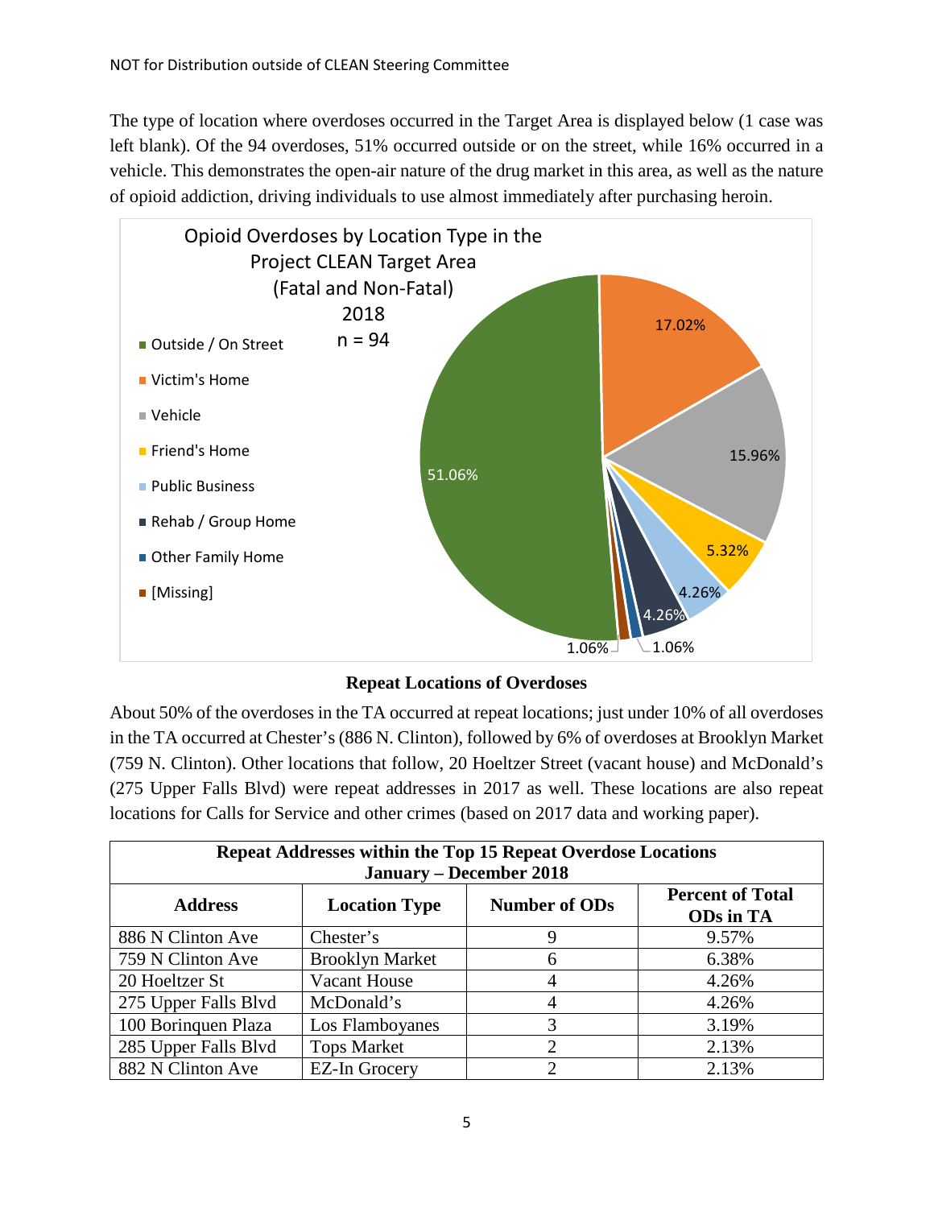The type of location where overdoses occurred in the Target Area is displayed below (1 case was left blank). Of the 94 overdoses, 51% occurred outside or on the street, while 16% occurred in a vehicle. This demonstrates the open-air nature of the drug market in this area, as well as the nature of opioid addiction, driving individuals to use almost immediately after purchasing heroin.

Opioid Overdoses by Location Type in the Project CLEAN Target Area (Fatal and Non-Fatal) 2018 n = 94

- Outside / On Street: 51.06%
- Victim's Home: 17.02%
- Vehicle: 15.96%
- Friend's Home: 5.32%
- Public Business: 4.26%
- Rehab / Group Home: 4.26%
- Other Family Home: 1.06%
- [Missing]: 1.06%

**Repeat Locations of Overdoses**

About 50% of the overdoses in the TA occurred at repeat locations; just under 10% of all overdoses in the TA occurred at Chester's (886 N. Clinton), followed by 6% of overdoses at Brooklyn Market (759 N. Clinton). Other locations that follow, 20 Hoeltzer Street (vacant house) and McDonald's (275 Upper Falls Blvd) were repeat addresses in 2017 as well. These locations are also repeat locations for Calls for Service and other crimes (based on 2017 data and working paper).

| Repeat Addresses within the Top 15 Repeat Overdose Locations January – December 2018 | | | |
|---|---|---|---|
| **Address** | **Location Type** | **Number of ODs** | **Percent of Total ODs in TA** |
| 886 N Clinton Ave | Chester's | 9 | 9.57% |
| 759 N Clinton Ave | Brooklyn Market | 6 | 6.38% |
| 20 Hoeltzer St | Vacant House | 4 | 4.26% |
| 275 Upper Falls Blvd | McDonald's | 4 | 4.26% |
| 100 Borinquen Plaza | Los Flamboyanes | 3 | 3.19% |
| 285 Upper Falls Blvd | Tops Market | 2 | 2.13% |
| 882 N Clinton Ave | EZ-In Grocery | 2 | 2.13% |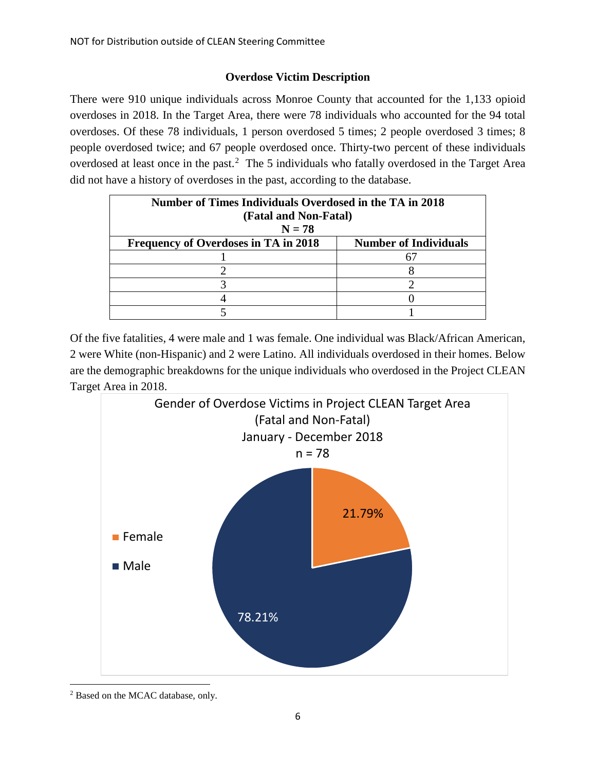### Overdose Victim Description

There were 910 unique individuals across Monroe County that accounted for the 1,133 opioid overdoses in 2018. In the Target Area, there were 78 individuals who accounted for the 94 total overdoses. Of these 78 individuals, 1 person overdosed 5 times; 2 people overdosed 3 times; 8 people overdosed twice; and 67 people overdosed once. Thirty-two percent of these individuals overdosed at least once in the past.[2] The 5 individuals who fatally overdosed in the Target Area did not have a history of overdoses in the past, according to the database.

| Number of Times Individuals Overdosed in the TA in 2018 (Fatal and Non-Fatal) N = 78 | |
|---|---|
| **Frequency of Overdoses in TA in 2018** | **Number of Individuals** |
| 1 | 67 |
| 2 | 8 |
| 3 | 2 |
| 4 | 0 |
| 5 | 1 |

Of the five fatalities, 4 were male and 1 was female. One individual was Black/African American, 2 were White (non-Hispanic) and 2 were Latino. All individuals overdosed in their homes. Below are the demographic breakdowns for the unique individuals who overdosed in the Project CLEAN Target Area in 2018.

Gender of Overdose Victims in Project CLEAN Target Area (Fatal and Non-Fatal) January - December 2018 n = 78

| Gender | Percent |
|---|---|
| Female | 21.79% |
| Male | 78.21% |

[2] Based on the MCAC database, only.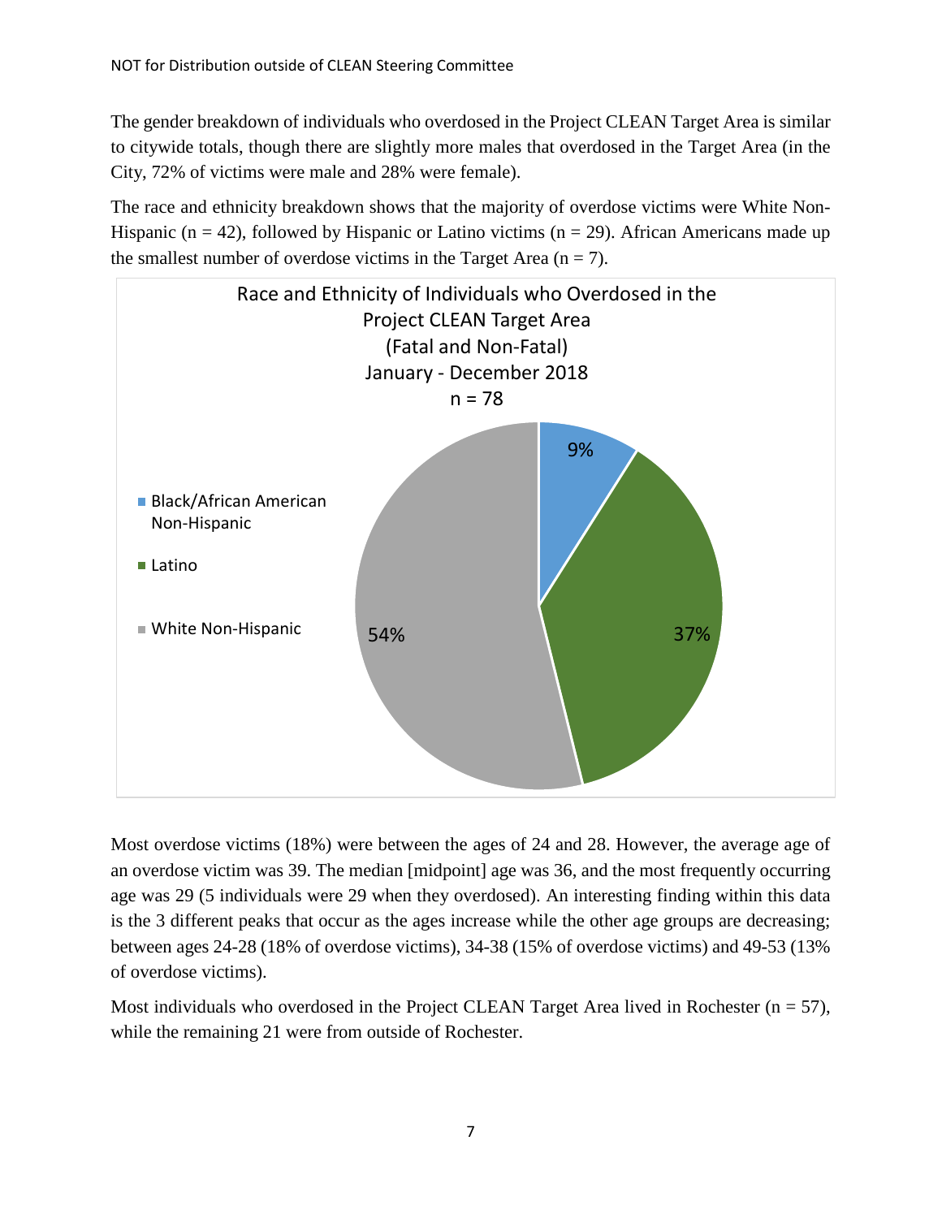The gender breakdown of individuals who overdosed in the Project CLEAN Target Area is similar to citywide totals, though there are slightly more males that overdosed in the Target Area (in the City, 72% of victims were male and 28% were female).

The race and ethnicity breakdown shows that the majority of overdose victims were White Non-Hispanic (n = 42), followed by Hispanic or Latino victims (n = 29). African Americans made up the smallest number of overdose victims in the Target Area (n = 7).

**Race and Ethnicity of Individuals who Overdosed in the Project CLEAN Target Area (Fatal and Non-Fatal) January - December 2018 n = 78**

| Race/Ethnicity | Percent |
| --- | --- |
| Black/African American Non-Hispanic | 9% |
| Latino | 37% |
| White Non-Hispanic | 54% |

Most overdose victims (18%) were between the ages of 24 and 28. However, the average age of an overdose victim was 39. The median [midpoint] age was 36, and the most frequently occurring age was 29 (5 individuals were 29 when they overdosed). An interesting finding within this data is the 3 different peaks that occur as the ages increase while the other age groups are decreasing; between ages 24-28 (18% of overdose victims), 34-38 (15% of overdose victims) and 49-53 (13% of overdose victims).

Most individuals who overdosed in the Project CLEAN Target Area lived in Rochester (n = 57), while the remaining 21 were from outside of Rochester.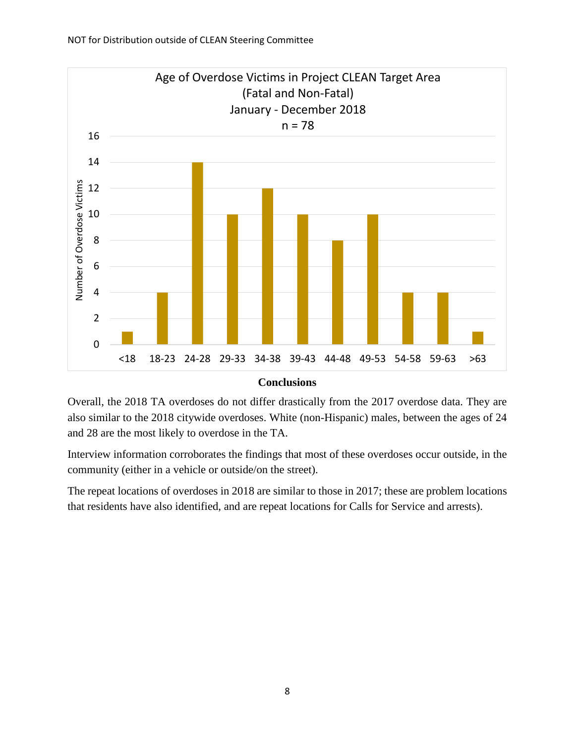Age of Overdose Victims in Project CLEAN Target Area
(Fatal and Non-Fatal)
January - December 2018
n = 78

16
14
12
10
8
6
4
2
0

Number of Overdose Victims

<18 18-23 24-28 29-33 34-38 39-43 44-48 49-53 54-58 59-63 >63

**Conclusions**

Overall, the 2018 TA overdoses do not differ drastically from the 2017 overdose data. They are also similar to the 2018 citywide overdoses. White (non-Hispanic) males, between the ages of 24 and 28 are the most likely to overdose in the TA.

Interview information corroborates the findings that most of these overdoses occur outside, in the community (either in a vehicle or outside/on the street).

The repeat locations of overdoses in 2018 are similar to those in 2017; these are problem locations that residents have also identified, and are repeat locations for Calls for Service and arrests).